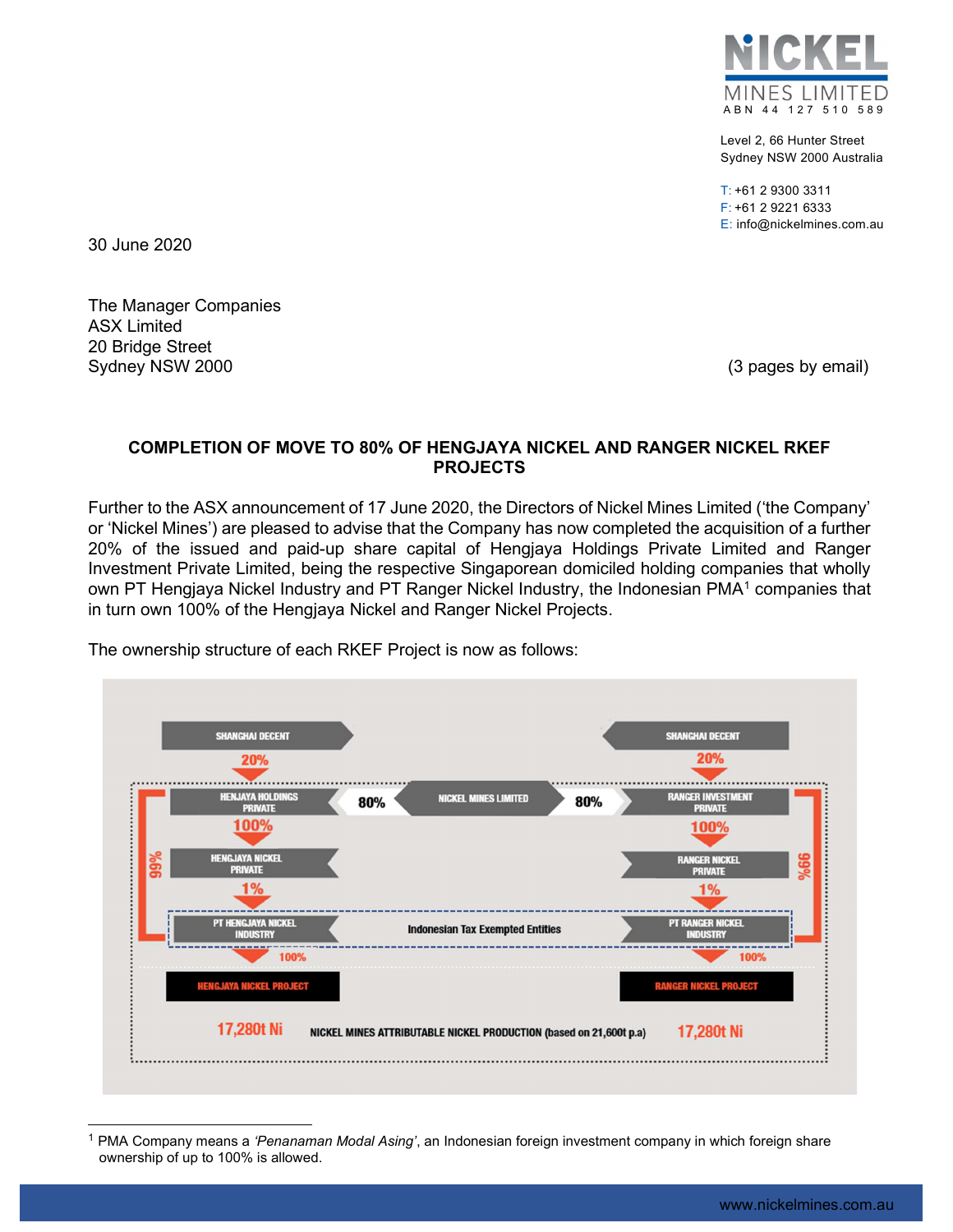**NICKEL MINES LIMITED**
ABN 44 127 510 589

Level 2, 66 Hunter Street
Sydney NSW 2000 Australia

T: +61 2 9300 3311
F: +61 2 9221 6333
E: info@nickelmines.com.au

30 June 2020

The Manager Companies
ASX Limited
20 Bridge Street
Sydney NSW 2000

(3 pages by email)

## COMPLETION OF MOVE TO 80% OF HENGJAYA NICKEL AND RANGER NICKEL RKEF PROJECTS

Further to the ASX announcement of 17 June 2020, the Directors of Nickel Mines Limited ('the Company' or 'Nickel Mines') are pleased to advise that the Company has now completed the acquisition of a further 20% of the issued and paid-up share capital of Hengjaya Holdings Private Limited and Ranger Investment Private Limited, being the respective Singaporean domiciled holding companies that wholly own PT Hengjaya Nickel Industry and PT Ranger Nickel Industry, the Indonesian PMA[1] companies that in turn own 100% of the Hengjaya Nickel and Ranger Nickel Projects.

The ownership structure of each RKEF Project is now as follows:

SHANGHAI DECENT — 20% → HENJAYA HOLDINGS PRIVATE
NICKEL MINES LIMITED — 80% → HENJAYA HOLDINGS PRIVATE
HENJAYA HOLDINGS PRIVATE — 100% → HENGJAYA NICKEL PRIVATE
HENGJAYA NICKEL PRIVATE — 1% → PT HENGJAYA NICKEL INDUSTRY
HENJAYA HOLDINGS PRIVATE — 99% → PT HENGJAYA NICKEL INDUSTRY
PT HENGJAYA NICKEL INDUSTRY — 100% → HENGJAYA NICKEL PROJECT

SHANGHAI DECENT — 20% → RANGER INVESTMENT PRIVATE
NICKEL MINES LIMITED — 80% → RANGER INVESTMENT PRIVATE
RANGER INVESTMENT PRIVATE — 100% → RANGER NICKEL PRIVATE
RANGER NICKEL PRIVATE — 1% → PT RANGER NICKEL INDUSTRY
RANGER INVESTMENT PRIVATE — 99% → PT RANGER NICKEL INDUSTRY
PT RANGER NICKEL INDUSTRY — 100% → RANGER NICKEL PROJECT

Indonesian Tax Exempted Entities

NICKEL MINES ATTRIBUTABLE NICKEL PRODUCTION (based on 21,600t p.a): 17,280t Ni (Hengjaya Nickel Project) | 17,280t Ni (Ranger Nickel Project)

[1] PMA Company means a *'Penanaman Modal Asing'*, an Indonesian foreign investment company in which foreign share ownership of up to 100% is allowed.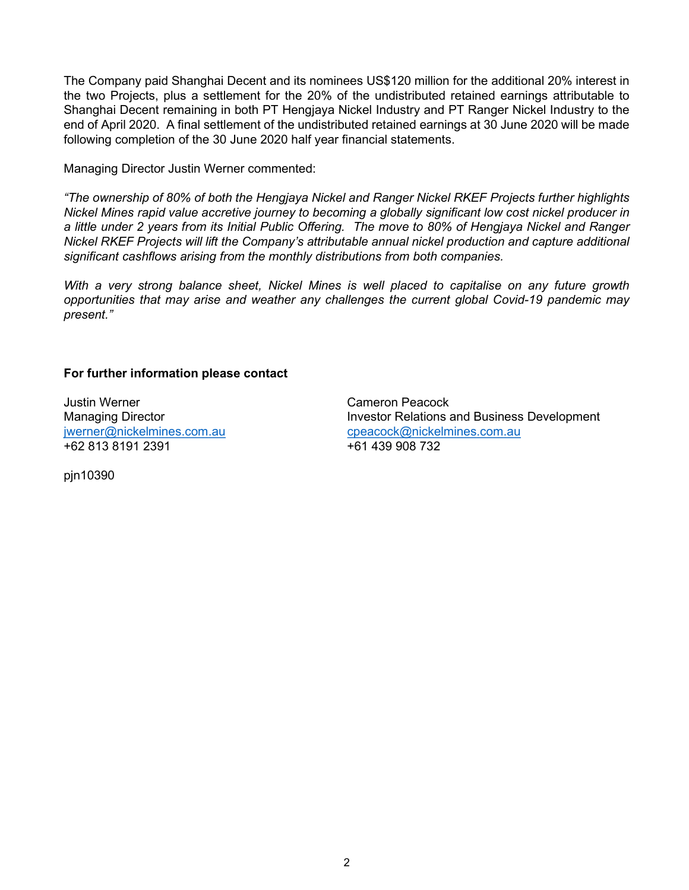The Company paid Shanghai Decent and its nominees US$120 million for the additional 20% interest in the two Projects, plus a settlement for the 20% of the undistributed retained earnings attributable to Shanghai Decent remaining in both PT Hengjaya Nickel Industry and PT Ranger Nickel Industry to the end of April 2020. A final settlement of the undistributed retained earnings at 30 June 2020 will be made following completion of the 30 June 2020 half year financial statements.

Managing Director Justin Werner commented:

*"The ownership of 80% of both the Hengjaya Nickel and Ranger Nickel RKEF Projects further highlights Nickel Mines rapid value accretive journey to becoming a globally significant low cost nickel producer in a little under 2 years from its Initial Public Offering. The move to 80% of Hengjaya Nickel and Ranger Nickel RKEF Projects will lift the Company's attributable annual nickel production and capture additional significant cashflows arising from the monthly distributions from both companies.*

*With a very strong balance sheet, Nickel Mines is well placed to capitalise on any future growth opportunities that may arise and weather any challenges the current global Covid-19 pandemic may present."*

**For further information please contact**

Justin Werner
Managing Director
jwerner@nickelmines.com.au
+62 813 8191 2391

Cameron Peacock
Investor Relations and Business Development
cpeacock@nickelmines.com.au
+61 439 908 732

pjn10390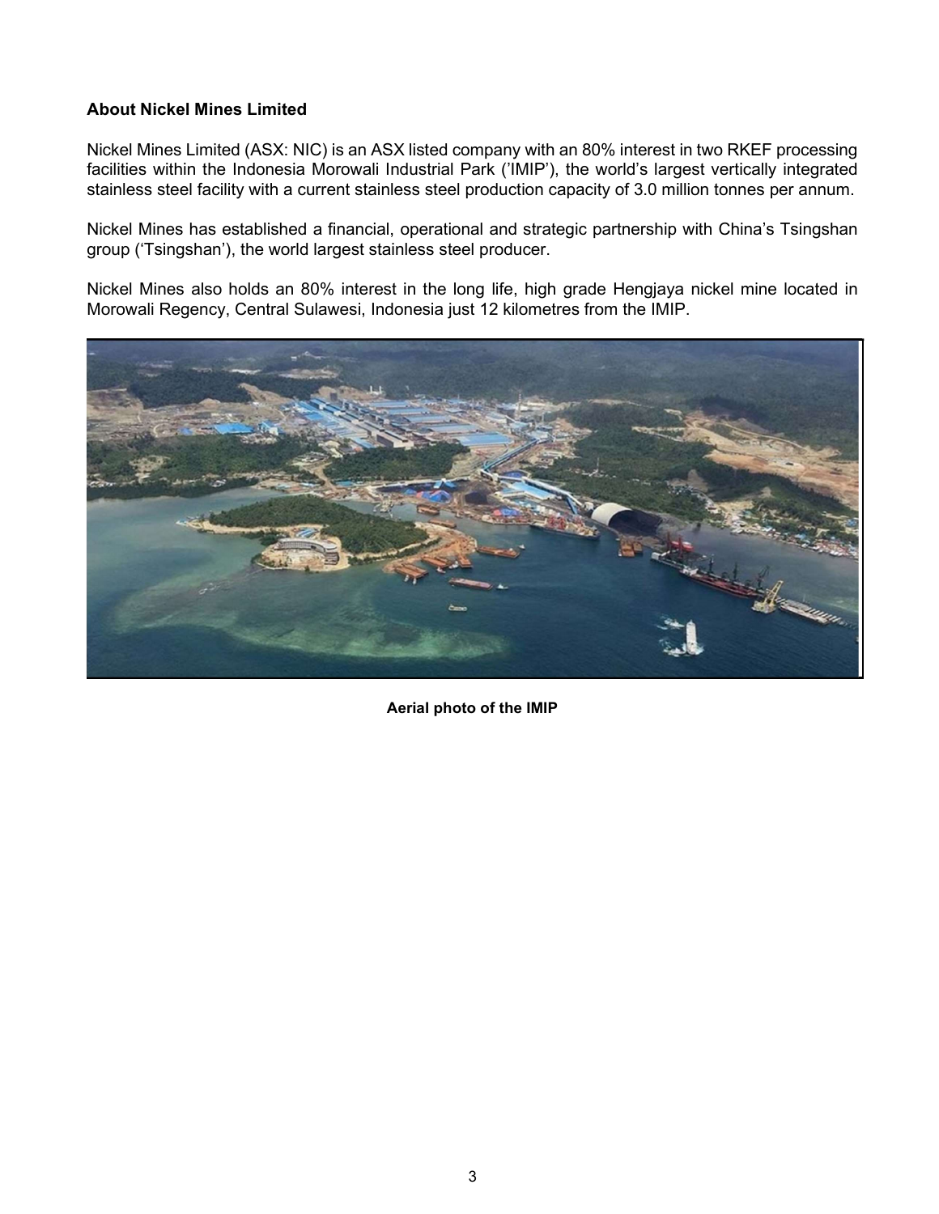**About Nickel Mines Limited**

Nickel Mines Limited (ASX: NIC) is an ASX listed company with an 80% interest in two RKEF processing facilities within the Indonesia Morowali Industrial Park (’IMIP’), the world’s largest vertically integrated stainless steel facility with a current stainless steel production capacity of 3.0 million tonnes per annum.

Nickel Mines has established a financial, operational and strategic partnership with China’s Tsingshan group (‘Tsingshan’), the world largest stainless steel producer.

Nickel Mines also holds an 80% interest in the long life, high grade Hengjaya nickel mine located in Morowali Regency, Central Sulawesi, Indonesia just 12 kilometres from the IMIP.

**Aerial photo of the IMIP**